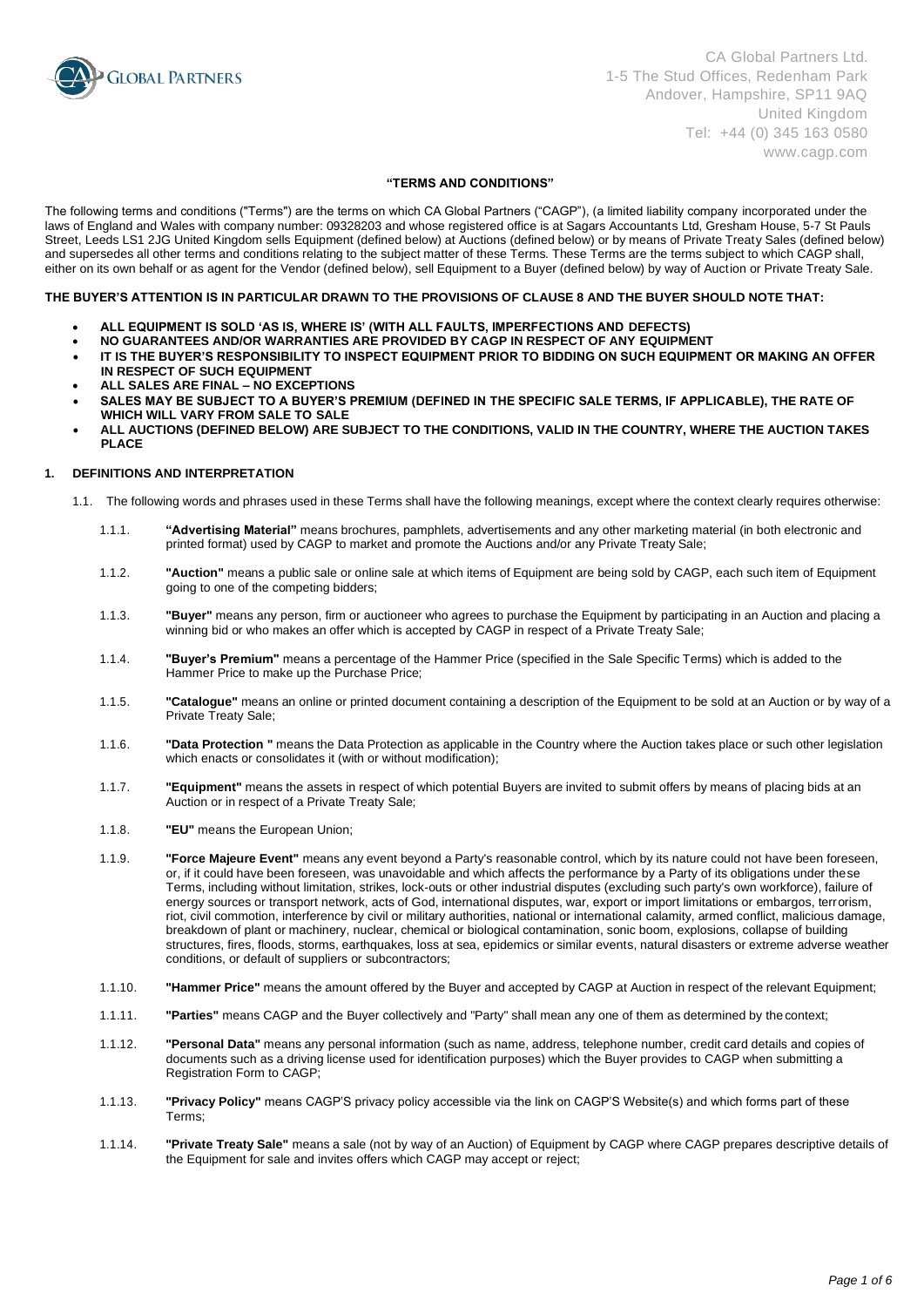CA Global Partners Ltd.
1-5 The Stud Offices, Redenham Park
Andover, Hampshire, SP11 9AQ
United Kingdom
Tel: +44 (0) 345 163 0580
www.cagp.com

# "TERMS AND CONDITIONS"

The following terms and conditions ("Terms") are the terms on which CA Global Partners ("CAGP"), (a limited liability company incorporated under the laws of England and Wales with company number: 09328203 and whose registered office is at Sagars Accountants Ltd, Gresham House, 5-7 St Pauls Street, Leeds LS1 2JG United Kingdom sells Equipment (defined below) at Auctions (defined below) or by means of Private Treaty Sales (defined below) and supersedes all other terms and conditions relating to the subject matter of these Terms. These Terms are the terms subject to which CAGP shall, either on its own behalf or as agent for the Vendor (defined below), sell Equipment to a Buyer (defined below) by way of Auction or Private Treaty Sale.

**THE BUYER'S ATTENTION IS IN PARTICULAR DRAWN TO THE PROVISIONS OF CLAUSE 8 AND THE BUYER SHOULD NOTE THAT:**

- **ALL EQUIPMENT IS SOLD 'AS IS, WHERE IS' (WITH ALL FAULTS, IMPERFECTIONS AND DEFECTS)**
- **NO GUARANTEES AND/OR WARRANTIES ARE PROVIDED BY CAGP IN RESPECT OF ANY EQUIPMENT**
- **IT IS THE BUYER'S RESPONSIBILITY TO INSPECT EQUIPMENT PRIOR TO BIDDING ON SUCH EQUIPMENT OR MAKING AN OFFER IN RESPECT OF SUCH EQUIPMENT**
- **ALL SALES ARE FINAL – NO EXCEPTIONS**
- **SALES MAY BE SUBJECT TO A BUYER'S PREMIUM (DEFINED IN THE SPECIFIC SALE TERMS, IF APPLICABLE), THE RATE OF WHICH WILL VARY FROM SALE TO SALE**
- **ALL AUCTIONS (DEFINED BELOW) ARE SUBJECT TO THE CONDITIONS, VALID IN THE COUNTRY, WHERE THE AUCTION TAKES PLACE**

## 1. DEFINITIONS AND INTERPRETATION

1.1. The following words and phrases used in these Terms shall have the following meanings, except where the context clearly requires otherwise:

1.1.1. **"Advertising Material"** means brochures, pamphlets, advertisements and any other marketing material (in both electronic and printed format) used by CAGP to market and promote the Auctions and/or any Private Treaty Sale;

1.1.2. **"Auction"** means a public sale or online sale at which items of Equipment are being sold by CAGP, each such item of Equipment going to one of the competing bidders;

1.1.3. **"Buyer"** means any person, firm or auctioneer who agrees to purchase the Equipment by participating in an Auction and placing a winning bid or who makes an offer which is accepted by CAGP in respect of a Private Treaty Sale;

1.1.4. **"Buyer's Premium"** means a percentage of the Hammer Price (specified in the Sale Specific Terms) which is added to the Hammer Price to make up the Purchase Price;

1.1.5. **"Catalogue"** means an online or printed document containing a description of the Equipment to be sold at an Auction or by way of a Private Treaty Sale;

1.1.6. **"Data Protection "** means the Data Protection as applicable in the Country where the Auction takes place or such other legislation which enacts or consolidates it (with or without modification);

1.1.7. **"Equipment"** means the assets in respect of which potential Buyers are invited to submit offers by means of placing bids at an Auction or in respect of a Private Treaty Sale;

1.1.8. **"EU"** means the European Union;

1.1.9. **"Force Majeure Event"** means any event beyond a Party's reasonable control, which by its nature could not have been foreseen, or, if it could have been foreseen, was unavoidable and which affects the performance by a Party of its obligations under these Terms, including without limitation, strikes, lock-outs or other industrial disputes (excluding such party's own workforce), failure of energy sources or transport network, acts of God, international disputes, war, export or import limitations or embargos, terrorism, riot, civil commotion, interference by civil or military authorities, national or international calamity, armed conflict, malicious damage, breakdown of plant or machinery, nuclear, chemical or biological contamination, sonic boom, explosions, collapse of building structures, fires, floods, storms, earthquakes, loss at sea, epidemics or similar events, natural disasters or extreme adverse weather conditions, or default of suppliers or subcontractors;

1.1.10. **"Hammer Price"** means the amount offered by the Buyer and accepted by CAGP at Auction in respect of the relevant Equipment;

1.1.11. **"Parties"** means CAGP and the Buyer collectively and "Party" shall mean any one of them as determined by the context;

1.1.12. **"Personal Data"** means any personal information (such as name, address, telephone number, credit card details and copies of documents such as a driving license used for identification purposes) which the Buyer provides to CAGP when submitting a Registration Form to CAGP;

1.1.13. **"Privacy Policy"** means CAGP'S privacy policy accessible via the link on CAGP'S Website(s) and which forms part of these Terms;

1.1.14. **"Private Treaty Sale"** means a sale (not by way of an Auction) of Equipment by CAGP where CAGP prepares descriptive details of the Equipment for sale and invites offers which CAGP may accept or reject;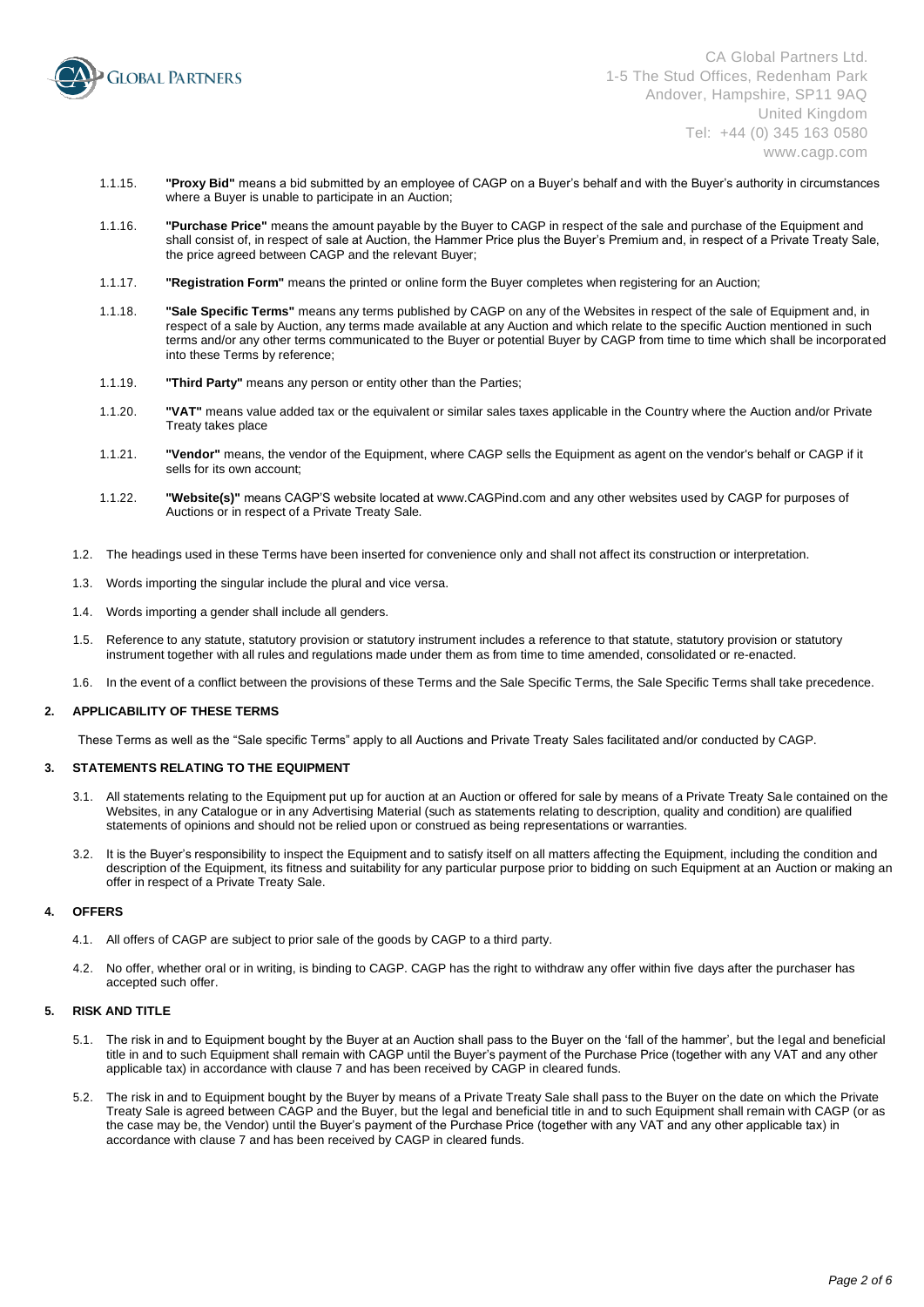1.1.15. **"Proxy Bid"** means a bid submitted by an employee of CAGP on a Buyer's behalf and with the Buyer's authority in circumstances where a Buyer is unable to participate in an Auction;

1.1.16. **"Purchase Price"** means the amount payable by the Buyer to CAGP in respect of the sale and purchase of the Equipment and shall consist of, in respect of sale at Auction, the Hammer Price plus the Buyer's Premium and, in respect of a Private Treaty Sale, the price agreed between CAGP and the relevant Buyer;

1.1.17. **"Registration Form"** means the printed or online form the Buyer completes when registering for an Auction;

1.1.18. **"Sale Specific Terms"** means any terms published by CAGP on any of the Websites in respect of the sale of Equipment and, in respect of a sale by Auction, any terms made available at any Auction and which relate to the specific Auction mentioned in such terms and/or any other terms communicated to the Buyer or potential Buyer by CAGP from time to time which shall be incorporated into these Terms by reference;

1.1.19. **"Third Party"** means any person or entity other than the Parties;

1.1.20. **"VAT"** means value added tax or the equivalent or similar sales taxes applicable in the Country where the Auction and/or Private Treaty takes place

1.1.21. **"Vendor"** means, the vendor of the Equipment, where CAGP sells the Equipment as agent on the vendor's behalf or CAGP if it sells for its own account;

1.1.22. **"Website(s)"** means CAGP'S website located at www.CAGPind.com and any other websites used by CAGP for purposes of Auctions or in respect of a Private Treaty Sale.

1.2. The headings used in these Terms have been inserted for convenience only and shall not affect its construction or interpretation.

1.3. Words importing the singular include the plural and vice versa.

1.4. Words importing a gender shall include all genders.

1.5. Reference to any statute, statutory provision or statutory instrument includes a reference to that statute, statutory provision or statutory instrument together with all rules and regulations made under them as from time to time amended, consolidated or re-enacted.

1.6. In the event of a conflict between the provisions of these Terms and the Sale Specific Terms, the Sale Specific Terms shall take precedence.

## 2. APPLICABILITY OF THESE TERMS

These Terms as well as the "Sale specific Terms" apply to all Auctions and Private Treaty Sales facilitated and/or conducted by CAGP.

## 3. STATEMENTS RELATING TO THE EQUIPMENT

3.1. All statements relating to the Equipment put up for auction at an Auction or offered for sale by means of a Private Treaty Sale contained on the Websites, in any Catalogue or in any Advertising Material (such as statements relating to description, quality and condition) are qualified statements of opinions and should not be relied upon or construed as being representations or warranties.

3.2. It is the Buyer's responsibility to inspect the Equipment and to satisfy itself on all matters affecting the Equipment, including the condition and description of the Equipment, its fitness and suitability for any particular purpose prior to bidding on such Equipment at an Auction or making an offer in respect of a Private Treaty Sale.

## 4. OFFERS

4.1. All offers of CAGP are subject to prior sale of the goods by CAGP to a third party.

4.2. No offer, whether oral or in writing, is binding to CAGP. CAGP has the right to withdraw any offer within five days after the purchaser has accepted such offer.

## 5. RISK AND TITLE

5.1. The risk in and to Equipment bought by the Buyer at an Auction shall pass to the Buyer on the 'fall of the hammer', but the legal and beneficial title in and to such Equipment shall remain with CAGP until the Buyer's payment of the Purchase Price (together with any VAT and any other applicable tax) in accordance with clause 7 and has been received by CAGP in cleared funds.

5.2. The risk in and to Equipment bought by the Buyer by means of a Private Treaty Sale shall pass to the Buyer on the date on which the Private Treaty Sale is agreed between CAGP and the Buyer, but the legal and beneficial title in and to such Equipment shall remain with CAGP (or as the case may be, the Vendor) until the Buyer's payment of the Purchase Price (together with any VAT and any other applicable tax) in accordance with clause 7 and has been received by CAGP in cleared funds.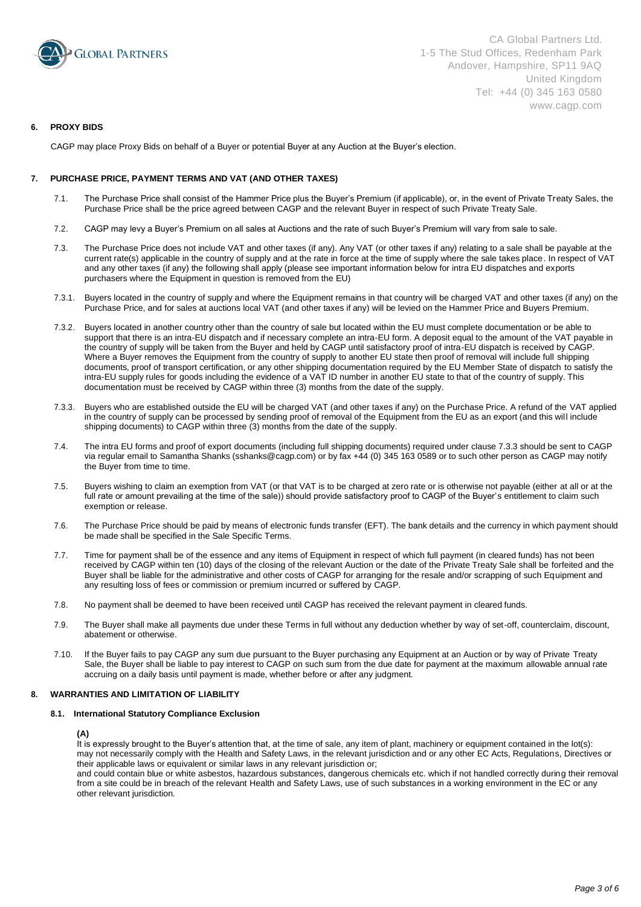CA Global Partners Ltd.
1-5 The Stud Offices, Redenham Park
Andover, Hampshire, SP11 9AQ
United Kingdom
Tel: +44 (0) 345 163 0580
www.cagp.com

## 6. PROXY BIDS

CAGP may place Proxy Bids on behalf of a Buyer or potential Buyer at any Auction at the Buyer's election.

## 7. PURCHASE PRICE, PAYMENT TERMS AND VAT (AND OTHER TAXES)

7.1. The Purchase Price shall consist of the Hammer Price plus the Buyer's Premium (if applicable), or, in the event of Private Treaty Sales, the Purchase Price shall be the price agreed between CAGP and the relevant Buyer in respect of such Private Treaty Sale.

7.2. CAGP may levy a Buyer's Premium on all sales at Auctions and the rate of such Buyer's Premium will vary from sale to sale.

7.3. The Purchase Price does not include VAT and other taxes (if any). Any VAT (or other taxes if any) relating to a sale shall be payable at the current rate(s) applicable in the country of supply and at the rate in force at the time of supply where the sale takes place. In respect of VAT and any other taxes (if any) the following shall apply (please see important information below for intra EU dispatches and exports purchasers where the Equipment in question is removed from the EU)

7.3.1. Buyers located in the country of supply and where the Equipment remains in that country will be charged VAT and other taxes (if any) on the Purchase Price, and for sales at auctions local VAT (and other taxes if any) will be levied on the Hammer Price and Buyers Premium.

7.3.2. Buyers located in another country other than the country of sale but located within the EU must complete documentation or be able to support that there is an intra-EU dispatch and if necessary complete an intra-EU form. A deposit equal to the amount of the VAT payable in the country of supply will be taken from the Buyer and held by CAGP until satisfactory proof of intra-EU dispatch is received by CAGP. Where a Buyer removes the Equipment from the country of supply to another EU state then proof of removal will include full shipping documents, proof of transport certification, or any other shipping documentation required by the EU Member State of dispatch to satisfy the intra-EU supply rules for goods including the evidence of a VAT ID number in another EU state to that of the country of supply. This documentation must be received by CAGP within three (3) months from the date of the supply.

7.3.3. Buyers who are established outside the EU will be charged VAT (and other taxes if any) on the Purchase Price. A refund of the VAT applied in the country of supply can be processed by sending proof of removal of the Equipment from the EU as an export (and this will include shipping documents) to CAGP within three (3) months from the date of the supply.

7.4. The intra EU forms and proof of export documents (including full shipping documents) required under clause 7.3.3 should be sent to CAGP via regular email to Samantha Shanks (sshanks@cagp.com) or by fax +44 (0) 345 163 0589 or to such other person as CAGP may notify the Buyer from time to time.

7.5. Buyers wishing to claim an exemption from VAT (or that VAT is to be charged at zero rate or is otherwise not payable (either at all or at the full rate or amount prevailing at the time of the sale)) should provide satisfactory proof to CAGP of the Buyer's entitlement to claim such exemption or release.

7.6. The Purchase Price should be paid by means of electronic funds transfer (EFT). The bank details and the currency in which payment should be made shall be specified in the Sale Specific Terms.

7.7. Time for payment shall be of the essence and any items of Equipment in respect of which full payment (in cleared funds) has not been received by CAGP within ten (10) days of the closing of the relevant Auction or the date of the Private Treaty Sale shall be forfeited and the Buyer shall be liable for the administrative and other costs of CAGP for arranging for the resale and/or scrapping of such Equipment and any resulting loss of fees or commission or premium incurred or suffered by CAGP.

7.8. No payment shall be deemed to have been received until CAGP has received the relevant payment in cleared funds.

7.9. The Buyer shall make all payments due under these Terms in full without any deduction whether by way of set-off, counterclaim, discount, abatement or otherwise.

7.10. If the Buyer fails to pay CAGP any sum due pursuant to the Buyer purchasing any Equipment at an Auction or by way of Private Treaty Sale, the Buyer shall be liable to pay interest to CAGP on such sum from the due date for payment at the maximum allowable annual rate accruing on a daily basis until payment is made, whether before or after any judgment.

## 8. WARRANTIES AND LIMITATION OF LIABILITY

### 8.1. International Statutory Compliance Exclusion

**(A)**

It is expressly brought to the Buyer's attention that, at the time of sale, any item of plant, machinery or equipment contained in the lot(s): may not necessarily comply with the Health and Safety Laws, in the relevant jurisdiction and or any other EC Acts, Regulations, Directives or their applicable laws or equivalent or similar laws in any relevant jurisdiction or;

and could contain blue or white asbestos, hazardous substances, dangerous chemicals etc. which if not handled correctly during their removal from a site could be in breach of the relevant Health and Safety Laws, use of such substances in a working environment in the EC or any other relevant jurisdiction.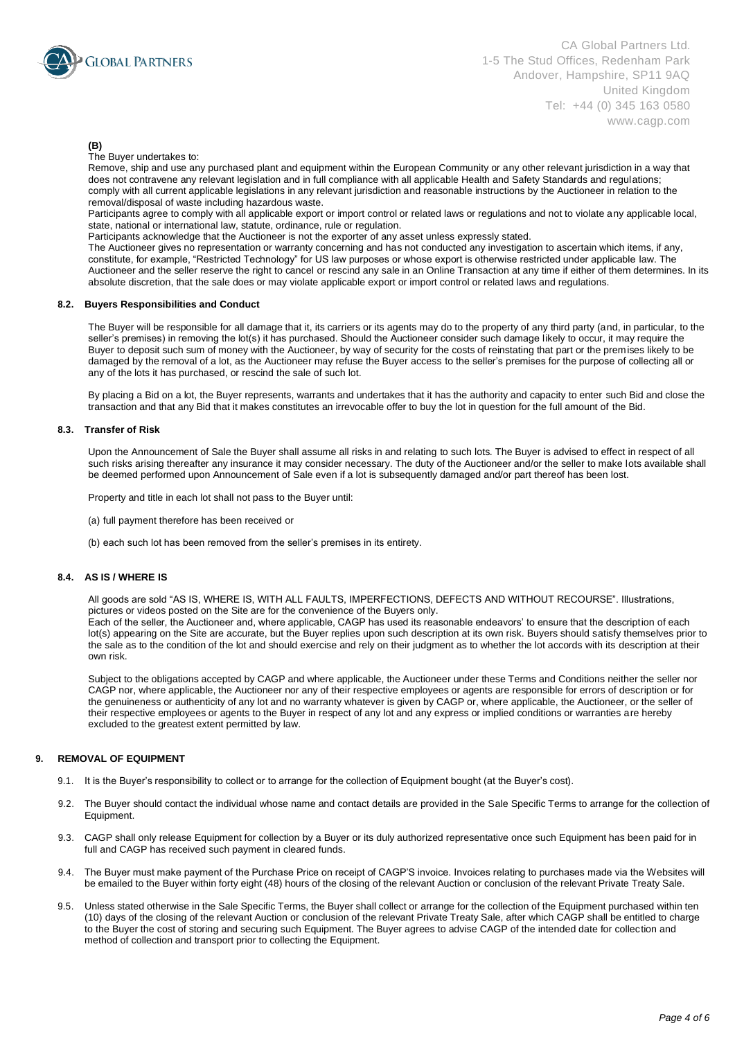**(B)**

The Buyer undertakes to:

Remove, ship and use any purchased plant and equipment within the European Community or any other relevant jurisdiction in a way that does not contravene any relevant legislation and in full compliance with all applicable Health and Safety Standards and regulations; comply with all current applicable legislations in any relevant jurisdiction and reasonable instructions by the Auctioneer in relation to the removal/disposal of waste including hazardous waste.

Participants agree to comply with all applicable export or import control or related laws or regulations and not to violate any applicable local, state, national or international law, statute, ordinance, rule or regulation.

Participants acknowledge that the Auctioneer is not the exporter of any asset unless expressly stated.

The Auctioneer gives no representation or warranty concerning and has not conducted any investigation to ascertain which items, if any, constitute, for example, "Restricted Technology" for US law purposes or whose export is otherwise restricted under applicable law. The Auctioneer and the seller reserve the right to cancel or rescind any sale in an Online Transaction at any time if either of them determines. In its absolute discretion, that the sale does or may violate applicable export or import control or related laws and regulations.

#### 8.2. Buyers Responsibilities and Conduct

The Buyer will be responsible for all damage that it, its carriers or its agents may do to the property of any third party (and, in particular, to the seller's premises) in removing the lot(s) it has purchased. Should the Auctioneer consider such damage likely to occur, it may require the Buyer to deposit such sum of money with the Auctioneer, by way of security for the costs of reinstating that part or the premises likely to be damaged by the removal of a lot, as the Auctioneer may refuse the Buyer access to the seller's premises for the purpose of collecting all or any of the lots it has purchased, or rescind the sale of such lot.

By placing a Bid on a lot, the Buyer represents, warrants and undertakes that it has the authority and capacity to enter such Bid and close the transaction and that any Bid that it makes constitutes an irrevocable offer to buy the lot in question for the full amount of the Bid.

#### 8.3. Transfer of Risk

Upon the Announcement of Sale the Buyer shall assume all risks in and relating to such lots. The Buyer is advised to effect in respect of all such risks arising thereafter any insurance it may consider necessary. The duty of the Auctioneer and/or the seller to make lots available shall be deemed performed upon Announcement of Sale even if a lot is subsequently damaged and/or part thereof has been lost.

Property and title in each lot shall not pass to the Buyer until:

(a) full payment therefore has been received or

(b) each such lot has been removed from the seller's premises in its entirety.

#### 8.4. AS IS / WHERE IS

All goods are sold "AS IS, WHERE IS, WITH ALL FAULTS, IMPERFECTIONS, DEFECTS AND WITHOUT RECOURSE". Illustrations, pictures or videos posted on the Site are for the convenience of the Buyers only.

Each of the seller, the Auctioneer and, where applicable, CAGP has used its reasonable endeavors' to ensure that the description of each lot(s) appearing on the Site are accurate, but the Buyer replies upon such description at its own risk. Buyers should satisfy themselves prior to the sale as to the condition of the lot and should exercise and rely on their judgment as to whether the lot accords with its description at their own risk.

Subject to the obligations accepted by CAGP and where applicable, the Auctioneer under these Terms and Conditions neither the seller nor CAGP nor, where applicable, the Auctioneer nor any of their respective employees or agents are responsible for errors of description or for the genuineness or authenticity of any lot and no warranty whatever is given by CAGP or, where applicable, the Auctioneer, or the seller of their respective employees or agents to the Buyer in respect of any lot and any express or implied conditions or warranties are hereby excluded to the greatest extent permitted by law.

### 9. REMOVAL OF EQUIPMENT

9.1. It is the Buyer's responsibility to collect or to arrange for the collection of Equipment bought (at the Buyer's cost).

9.2. The Buyer should contact the individual whose name and contact details are provided in the Sale Specific Terms to arrange for the collection of Equipment.

9.3. CAGP shall only release Equipment for collection by a Buyer or its duly authorized representative once such Equipment has been paid for in full and CAGP has received such payment in cleared funds.

9.4. The Buyer must make payment of the Purchase Price on receipt of CAGP'S invoice. Invoices relating to purchases made via the Websites will be emailed to the Buyer within forty eight (48) hours of the closing of the relevant Auction or conclusion of the relevant Private Treaty Sale.

9.5. Unless stated otherwise in the Sale Specific Terms, the Buyer shall collect or arrange for the collection of the Equipment purchased within ten (10) days of the closing of the relevant Auction or conclusion of the relevant Private Treaty Sale, after which CAGP shall be entitled to charge to the Buyer the cost of storing and securing such Equipment. The Buyer agrees to advise CAGP of the intended date for collection and method of collection and transport prior to collecting the Equipment.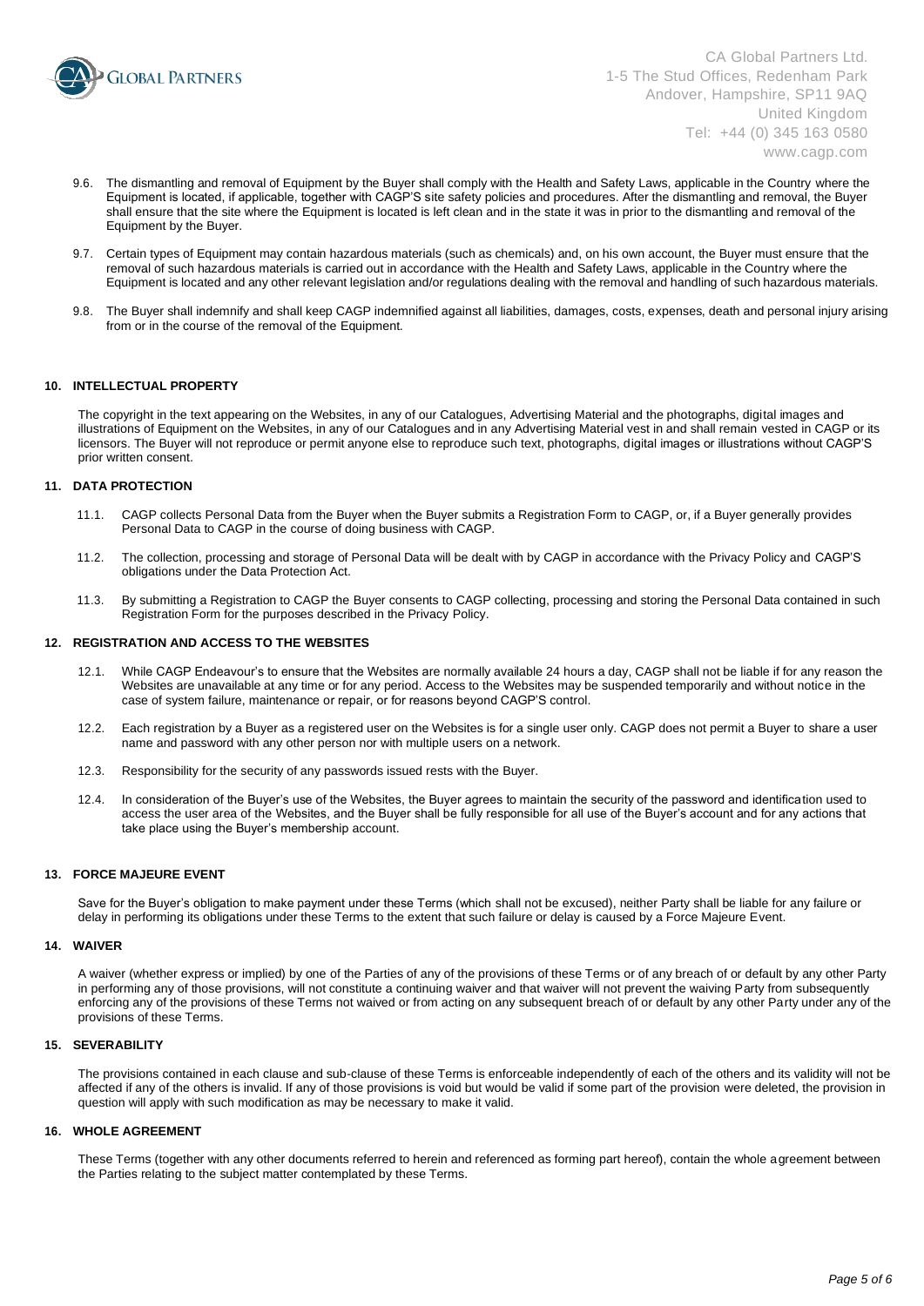9.6. The dismantling and removal of Equipment by the Buyer shall comply with the Health and Safety Laws, applicable in the Country where the Equipment is located, if applicable, together with CAGP'S site safety policies and procedures. After the dismantling and removal, the Buyer shall ensure that the site where the Equipment is located is left clean and in the state it was in prior to the dismantling and removal of the Equipment by the Buyer.

9.7. Certain types of Equipment may contain hazardous materials (such as chemicals) and, on his own account, the Buyer must ensure that the removal of such hazardous materials is carried out in accordance with the Health and Safety Laws, applicable in the Country where the Equipment is located and any other relevant legislation and/or regulations dealing with the removal and handling of such hazardous materials.

9.8. The Buyer shall indemnify and shall keep CAGP indemnified against all liabilities, damages, costs, expenses, death and personal injury arising from or in the course of the removal of the Equipment.

### 10. INTELLECTUAL PROPERTY

The copyright in the text appearing on the Websites, in any of our Catalogues, Advertising Material and the photographs, digital images and illustrations of Equipment on the Websites, in any of our Catalogues and in any Advertising Material vest in and shall remain vested in CAGP or its licensors. The Buyer will not reproduce or permit anyone else to reproduce such text, photographs, digital images or illustrations without CAGP'S prior written consent.

### 11. DATA PROTECTION

11.1. CAGP collects Personal Data from the Buyer when the Buyer submits a Registration Form to CAGP, or, if a Buyer generally provides Personal Data to CAGP in the course of doing business with CAGP.

11.2. The collection, processing and storage of Personal Data will be dealt with by CAGP in accordance with the Privacy Policy and CAGP'S obligations under the Data Protection Act.

11.3. By submitting a Registration to CAGP the Buyer consents to CAGP collecting, processing and storing the Personal Data contained in such Registration Form for the purposes described in the Privacy Policy.

### 12. REGISTRATION AND ACCESS TO THE WEBSITES

12.1. While CAGP Endeavour's to ensure that the Websites are normally available 24 hours a day, CAGP shall not be liable if for any reason the Websites are unavailable at any time or for any period. Access to the Websites may be suspended temporarily and without notice in the case of system failure, maintenance or repair, or for reasons beyond CAGP'S control.

12.2. Each registration by a Buyer as a registered user on the Websites is for a single user only. CAGP does not permit a Buyer to share a user name and password with any other person nor with multiple users on a network.

12.3. Responsibility for the security of any passwords issued rests with the Buyer.

12.4. In consideration of the Buyer's use of the Websites, the Buyer agrees to maintain the security of the password and identification used to access the user area of the Websites, and the Buyer shall be fully responsible for all use of the Buyer's account and for any actions that take place using the Buyer's membership account.

### 13. FORCE MAJEURE EVENT

Save for the Buyer's obligation to make payment under these Terms (which shall not be excused), neither Party shall be liable for any failure or delay in performing its obligations under these Terms to the extent that such failure or delay is caused by a Force Majeure Event.

### 14. WAIVER

A waiver (whether express or implied) by one of the Parties of any of the provisions of these Terms or of any breach of or default by any other Party in performing any of those provisions, will not constitute a continuing waiver and that waiver will not prevent the waiving Party from subsequently enforcing any of the provisions of these Terms not waived or from acting on any subsequent breach of or default by any other Party under any of the provisions of these Terms.

### 15. SEVERABILITY

The provisions contained in each clause and sub-clause of these Terms is enforceable independently of each of the others and its validity will not be affected if any of the others is invalid. If any of those provisions is void but would be valid if some part of the provision were deleted, the provision in question will apply with such modification as may be necessary to make it valid.

### 16. WHOLE AGREEMENT

These Terms (together with any other documents referred to herein and referenced as forming part hereof), contain the whole agreement between the Parties relating to the subject matter contemplated by these Terms.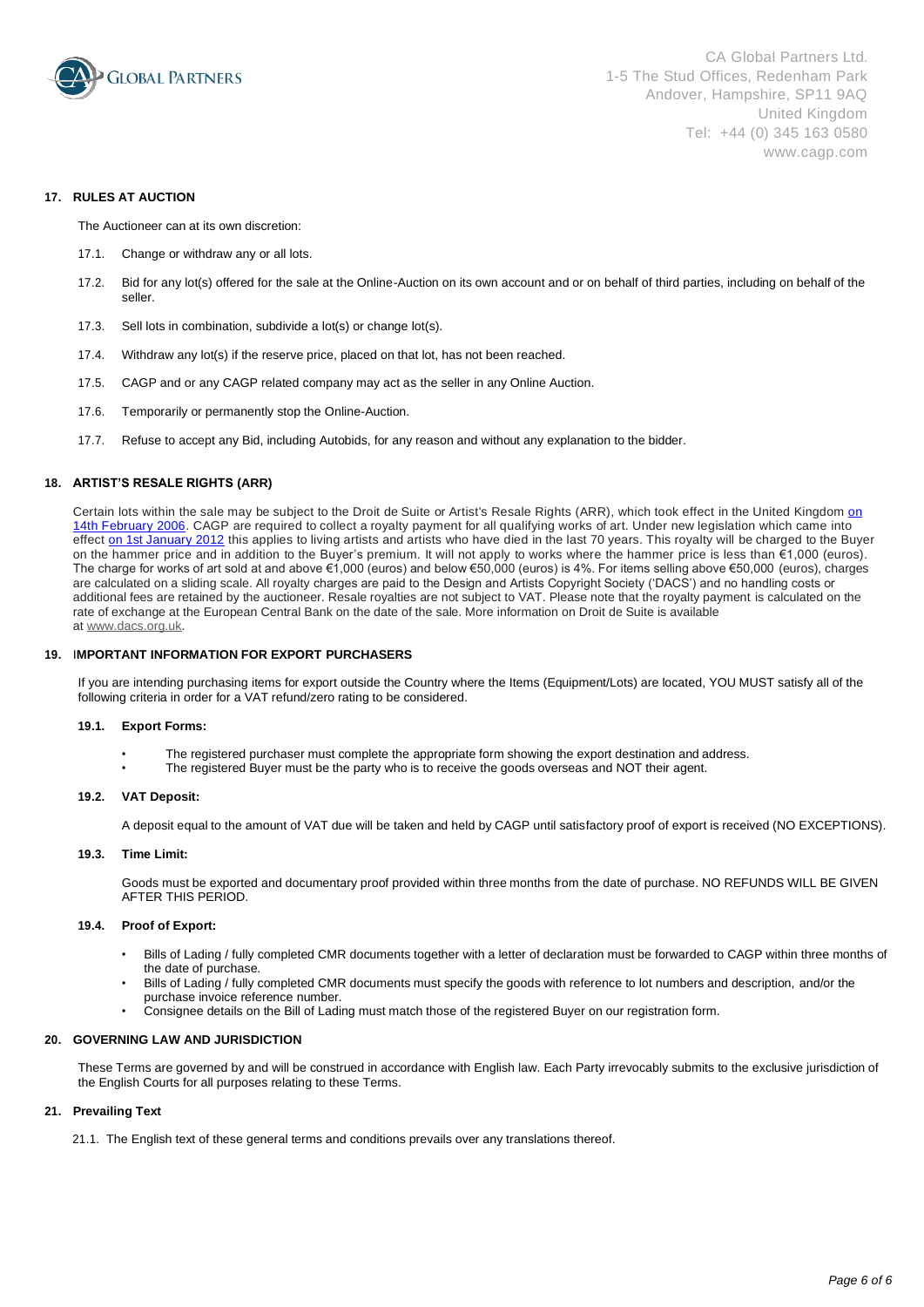## 17. RULES AT AUCTION

The Auctioneer can at its own discretion:

17.1. Change or withdraw any or all lots.

17.2. Bid for any lot(s) offered for the sale at the Online-Auction on its own account and or on behalf of third parties, including on behalf of the seller.

17.3. Sell lots in combination, subdivide a lot(s) or change lot(s).

17.4. Withdraw any lot(s) if the reserve price, placed on that lot, has not been reached.

17.5. CAGP and or any CAGP related company may act as the seller in any Online Auction.

17.6. Temporarily or permanently stop the Online-Auction.

17.7. Refuse to accept any Bid, including Autobids, for any reason and without any explanation to the bidder.

## 18. ARTIST'S RESALE RIGHTS (ARR)

Certain lots within the sale may be subject to the Droit de Suite or Artist's Resale Rights (ARR), which took effect in the United Kingdom on 14th February 2006. CAGP are required to collect a royalty payment for all qualifying works of art. Under new legislation which came into effect on 1st January 2012 this applies to living artists and artists who have died in the last 70 years. This royalty will be charged to the Buyer on the hammer price and in addition to the Buyer's premium. It will not apply to works where the hammer price is less than €1,000 (euros). The charge for works of art sold at and above €1,000 (euros) and below €50,000 (euros) is 4%. For items selling above €50,000 (euros), charges are calculated on a sliding scale. All royalty charges are paid to the Design and Artists Copyright Society ('DACS') and no handling costs or additional fees are retained by the auctioneer. Resale royalties are not subject to VAT. Please note that the royalty payment is calculated on the rate of exchange at the European Central Bank on the date of the sale. More information on Droit de Suite is available at www.dacs.org.uk.

## 19. IMPORTANT INFORMATION FOR EXPORT PURCHASERS

If you are intending purchasing items for export outside the Country where the Items (Equipment/Lots) are located, YOU MUST satisfy all of the following criteria in order for a VAT refund/zero rating to be considered.

### 19.1. Export Forms:

- The registered purchaser must complete the appropriate form showing the export destination and address.
- The registered Buyer must be the party who is to receive the goods overseas and NOT their agent.

### 19.2. VAT Deposit:

A deposit equal to the amount of VAT due will be taken and held by CAGP until satisfactory proof of export is received (NO EXCEPTIONS).

### 19.3. Time Limit:

Goods must be exported and documentary proof provided within three months from the date of purchase. NO REFUNDS WILL BE GIVEN AFTER THIS PERIOD.

### 19.4. Proof of Export:

- Bills of Lading / fully completed CMR documents together with a letter of declaration must be forwarded to CAGP within three months of the date of purchase.
- Bills of Lading / fully completed CMR documents must specify the goods with reference to lot numbers and description, and/or the purchase invoice reference number.
- Consignee details on the Bill of Lading must match those of the registered Buyer on our registration form.

## 20. GOVERNING LAW AND JURISDICTION

These Terms are governed by and will be construed in accordance with English law. Each Party irrevocably submits to the exclusive jurisdiction of the English Courts for all purposes relating to these Terms.

## 21. Prevailing Text

21.1. The English text of these general terms and conditions prevails over any translations thereof.